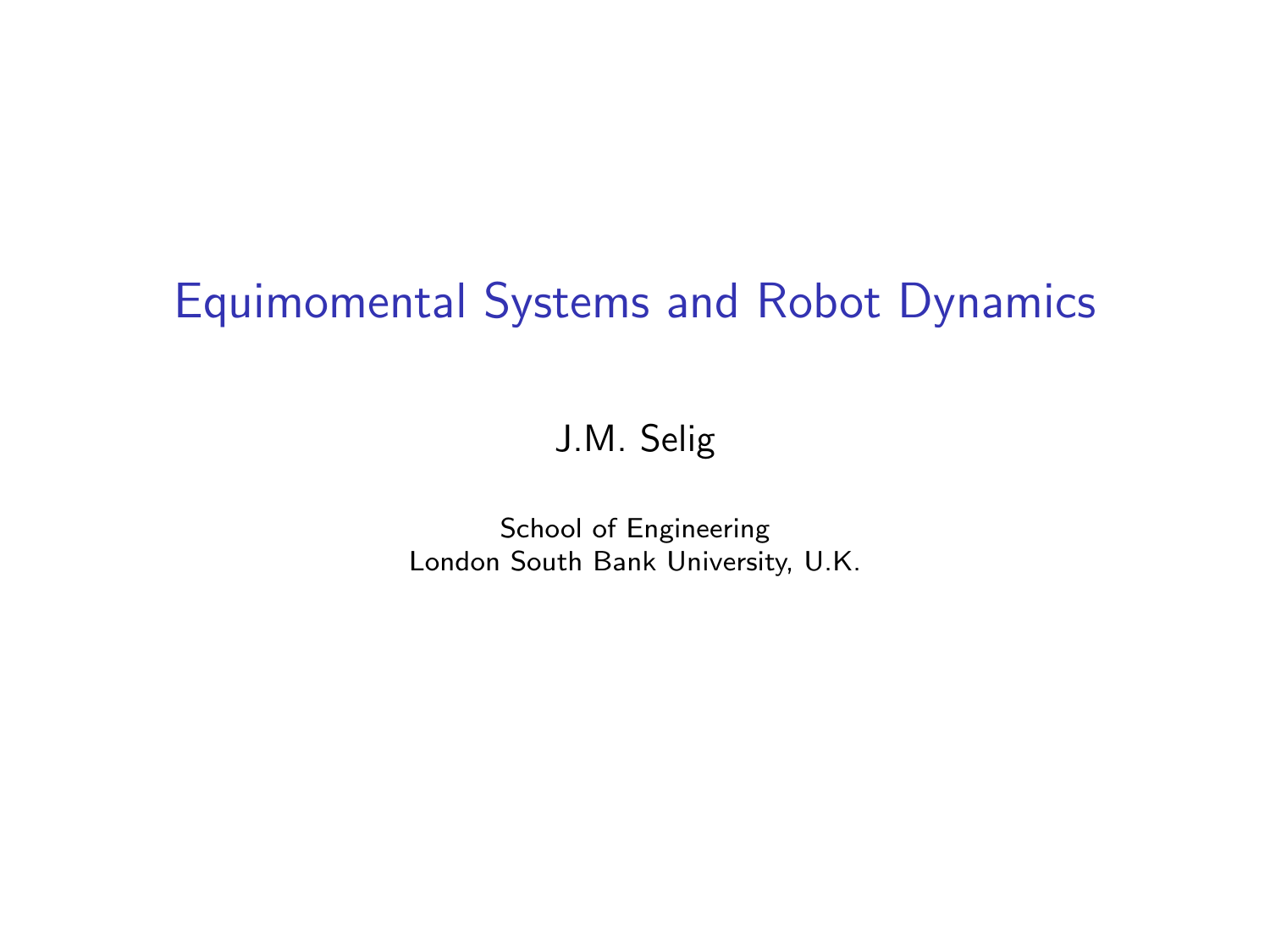# Equimomental Systems and Robot Dynamics

J.M. Selig

School of Engineering
London South Bank University, U.K.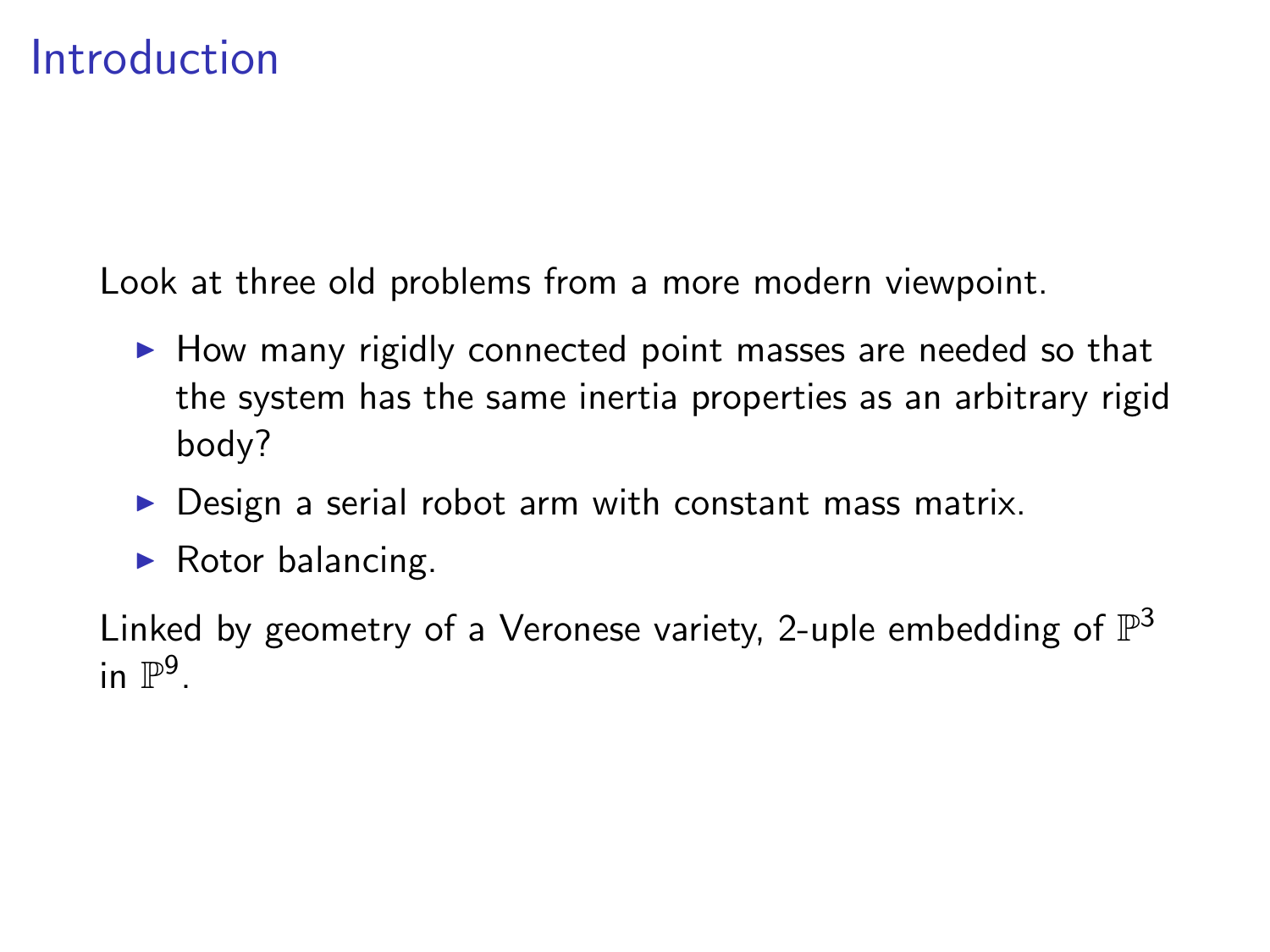# Introduction

Look at three old problems from a more modern viewpoint.

- How many rigidly connected point masses are needed so that the system has the same inertia properties as an arbitrary rigid body?
- Design a serial robot arm with constant mass matrix.
- Rotor balancing.

Linked by geometry of a Veronese variety, 2-uple embedding of $\mathbb{P}^3$ in $\mathbb{P}^9$.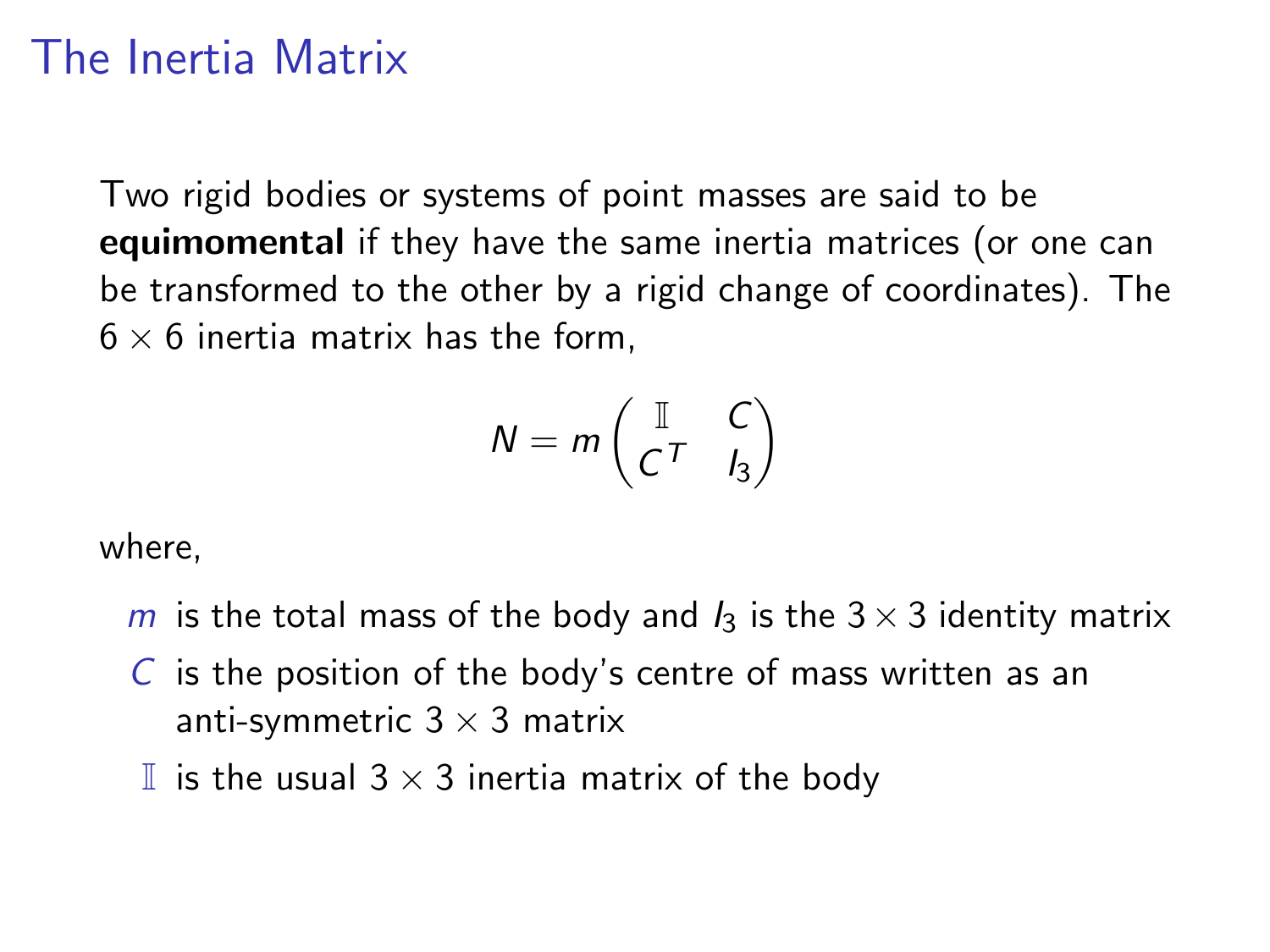# The Inertia Matrix

Two rigid bodies or systems of point masses are said to be **equimomental** if they have the same inertia matrices (or one can be transformed to the other by a rigid change of coordinates). The $6 \times 6$ inertia matrix has the form,

$$N = m \begin{pmatrix} \mathbb{I} & C \\ C^T & I_3 \end{pmatrix}$$

where,

- $m$ is the total mass of the body and $I_3$ is the $3 \times 3$ identity matrix
- $C$ is the position of the body's centre of mass written as an anti-symmetric $3 \times 3$ matrix
- $\mathbb{I}$ is the usual $3 \times 3$ inertia matrix of the body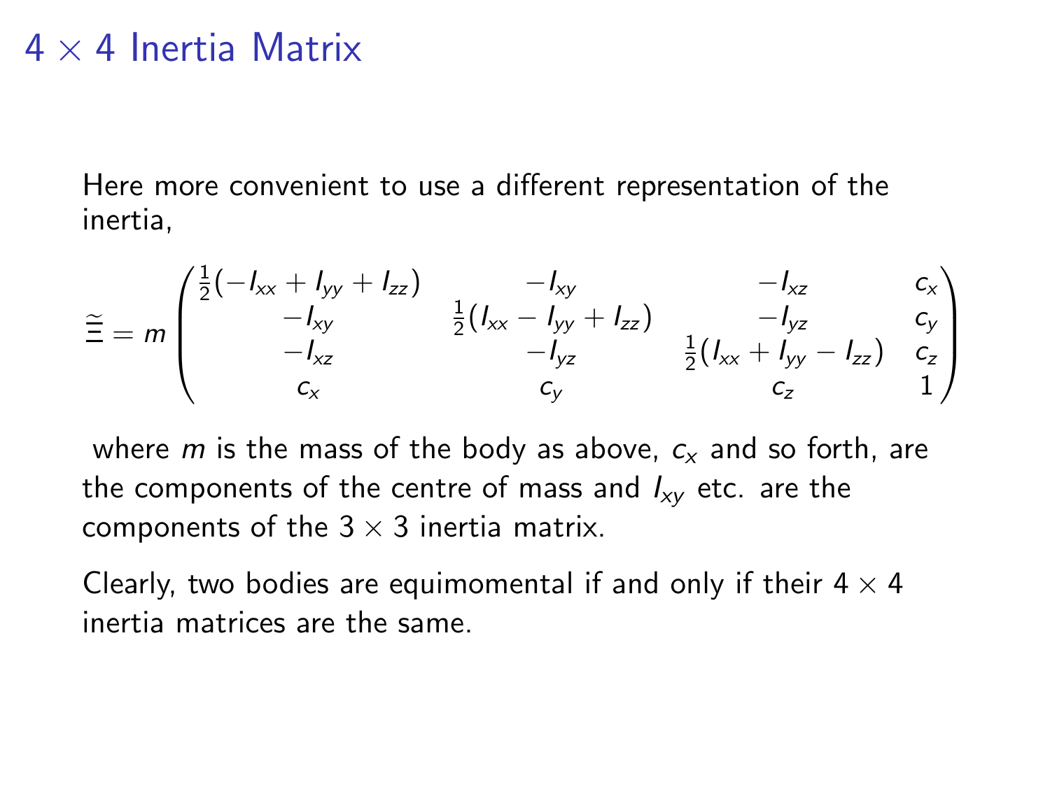# $4 \times 4$ Inertia Matrix

Here more convenient to use a different representation of the inertia,

$$
\widetilde{\Xi} = m \begin{pmatrix} \frac{1}{2}(-I_{xx} + I_{yy} + I_{zz}) & -I_{xy} & -I_{xz} & c_x \\ -I_{xy} & \frac{1}{2}(I_{xx} - I_{yy} + I_{zz}) & -I_{yz} & c_y \\ -I_{xz} & -I_{yz} & \frac{1}{2}(I_{xx} + I_{yy} - I_{zz}) & c_z \\ c_x & c_y & c_z & 1 \end{pmatrix}
$$

where $m$ is the mass of the body as above, $c_x$ and so forth, are the components of the centre of mass and $I_{xy}$ etc. are the components of the $3 \times 3$ inertia matrix.

Clearly, two bodies are equimomental if and only if their $4 \times 4$ inertia matrices are the same.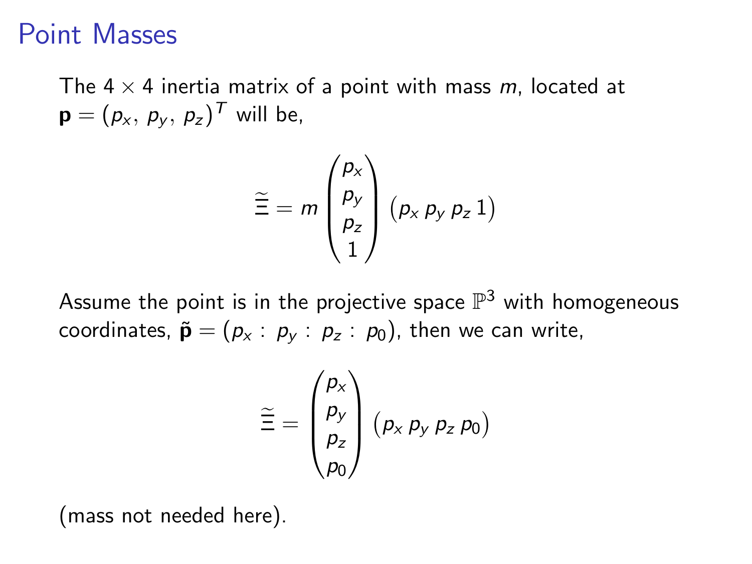# Point Masses

The $4 \times 4$ inertia matrix of a point with mass $m$, located at $\mathbf{p} = (p_x,\ p_y,\ p_z)^T$ will be,

$$\widetilde{\Xi} = m \begin{pmatrix} p_x \\ p_y \\ p_z \\ 1 \end{pmatrix} \begin{pmatrix} p_x \; p_y \; p_z \; 1 \end{pmatrix}$$

Assume the point is in the projective space $\mathbb{P}^3$ with homogeneous coordinates, $\tilde{\mathbf{p}} = (p_x :\ p_y :\ p_z :\ p_0)$, then we can write,

$$\widetilde{\Xi} = \begin{pmatrix} p_x \\ p_y \\ p_z \\ p_0 \end{pmatrix} \begin{pmatrix} p_x \; p_y \; p_z \; p_0 \end{pmatrix}$$

(mass not needed here).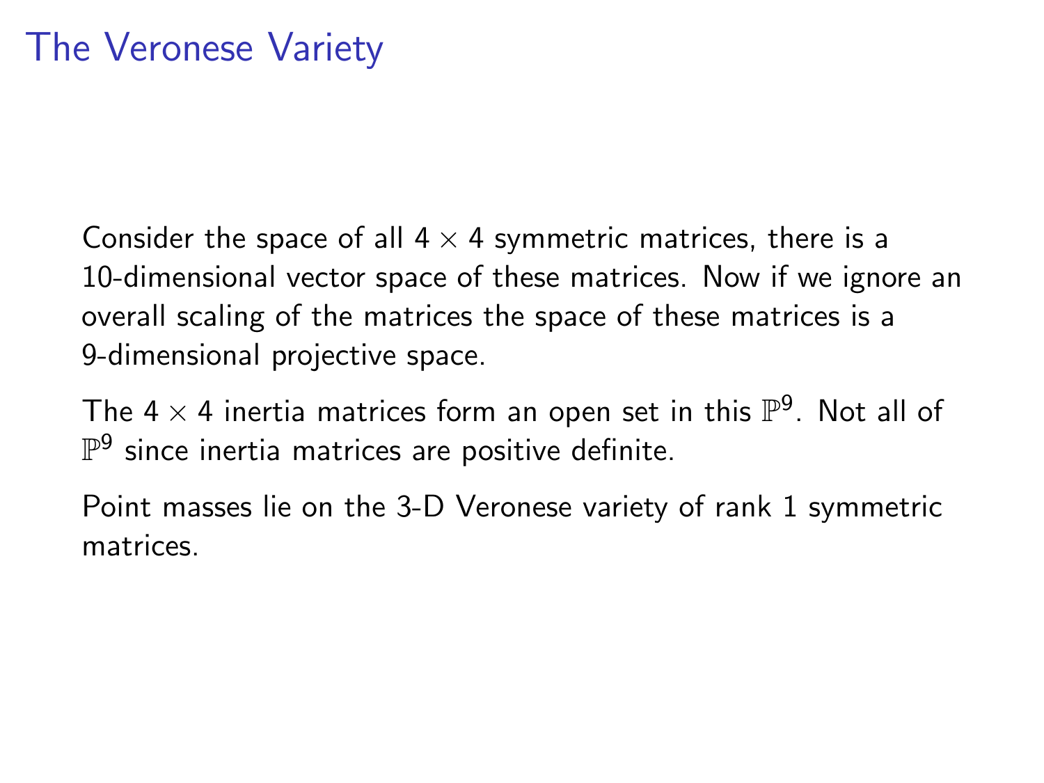# The Veronese Variety

Consider the space of all $4 \times 4$ symmetric matrices, there is a 10-dimensional vector space of these matrices. Now if we ignore an overall scaling of the matrices the space of these matrices is a 9-dimensional projective space.

The $4 \times 4$ inertia matrices form an open set in this $\mathbb{P}^9$. Not all of $\mathbb{P}^9$ since inertia matrices are positive definite.

Point masses lie on the 3-D Veronese variety of rank 1 symmetric matrices.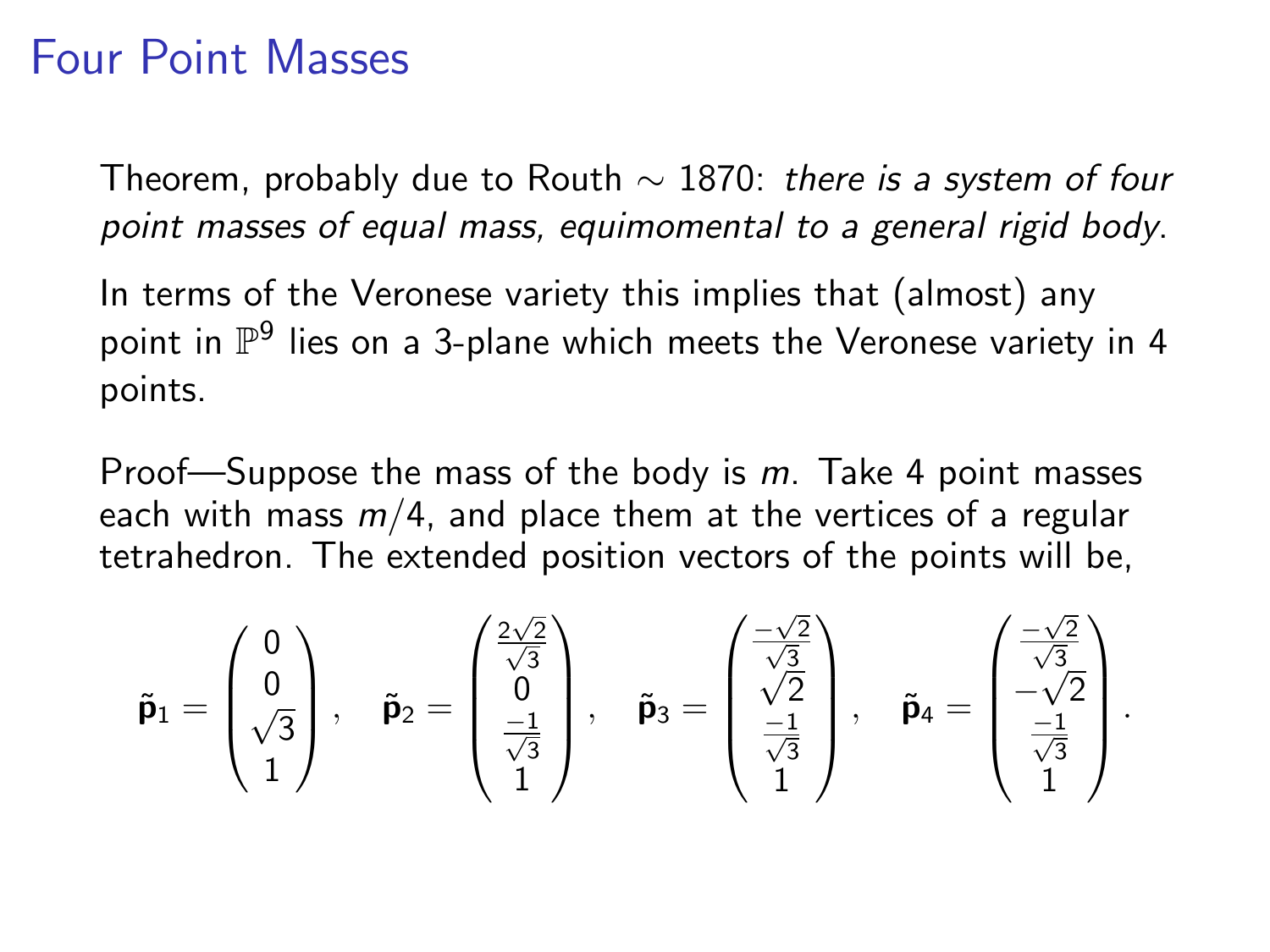# Four Point Masses

Theorem, probably due to Routh $\sim$ 1870: *there is a system of four point masses of equal mass, equimomental to a general rigid body.*

In terms of the Veronese variety this implies that (almost) any point in $\mathbb{P}^9$ lies on a 3-plane which meets the Veronese variety in 4 points.

Proof—Suppose the mass of the body is $m$. Take 4 point masses each with mass $m/4$, and place them at the vertices of a regular tetrahedron. The extended position vectors of the points will be,

$$\tilde{\mathbf{p}}_1 = \begin{pmatrix} 0 \\ 0 \\ \sqrt{3} \\ 1 \end{pmatrix}, \quad \tilde{\mathbf{p}}_2 = \begin{pmatrix} \frac{2\sqrt{2}}{\sqrt{3}} \\ 0 \\ \frac{-1}{\sqrt{3}} \\ 1 \end{pmatrix}, \quad \tilde{\mathbf{p}}_3 = \begin{pmatrix} \frac{-\sqrt{2}}{\sqrt{3}} \\ \sqrt{2} \\ \frac{-1}{\sqrt{3}} \\ 1 \end{pmatrix}, \quad \tilde{\mathbf{p}}_4 = \begin{pmatrix} \frac{-\sqrt{2}}{\sqrt{3}} \\ -\sqrt{2} \\ \frac{-1}{\sqrt{3}} \\ 1 \end{pmatrix}.$$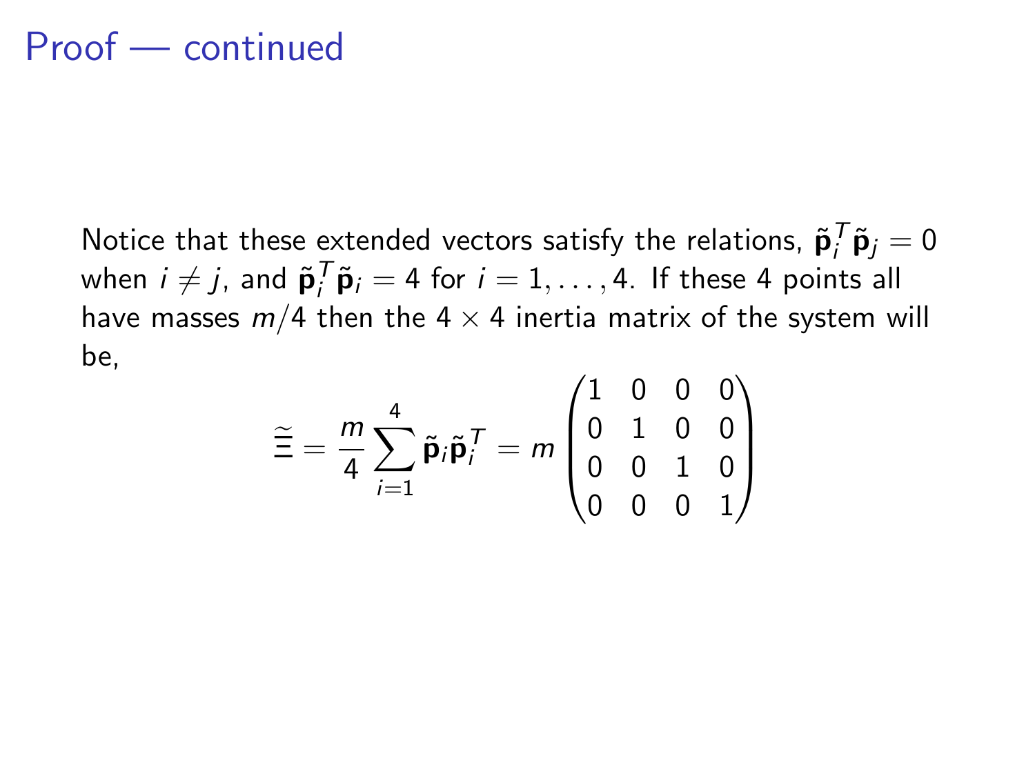# Proof — continued

Notice that these extended vectors satisfy the relations, $\tilde{\mathbf{p}}_i^T \tilde{\mathbf{p}}_j = 0$ when $i \neq j$, and $\tilde{\mathbf{p}}_i^T \tilde{\mathbf{p}}_i = 4$ for $i = 1, \ldots, 4$. If these 4 points all have masses $m/4$ then the $4 \times 4$ inertia matrix of the system will be,

$$\tilde{\Xi} = \frac{m}{4} \sum_{i=1}^{4} \tilde{\mathbf{p}}_i \tilde{\mathbf{p}}_i^T = m \begin{pmatrix} 1 & 0 & 0 & 0 \\ 0 & 1 & 0 & 0 \\ 0 & 0 & 1 & 0 \\ 0 & 0 & 0 & 1 \end{pmatrix}$$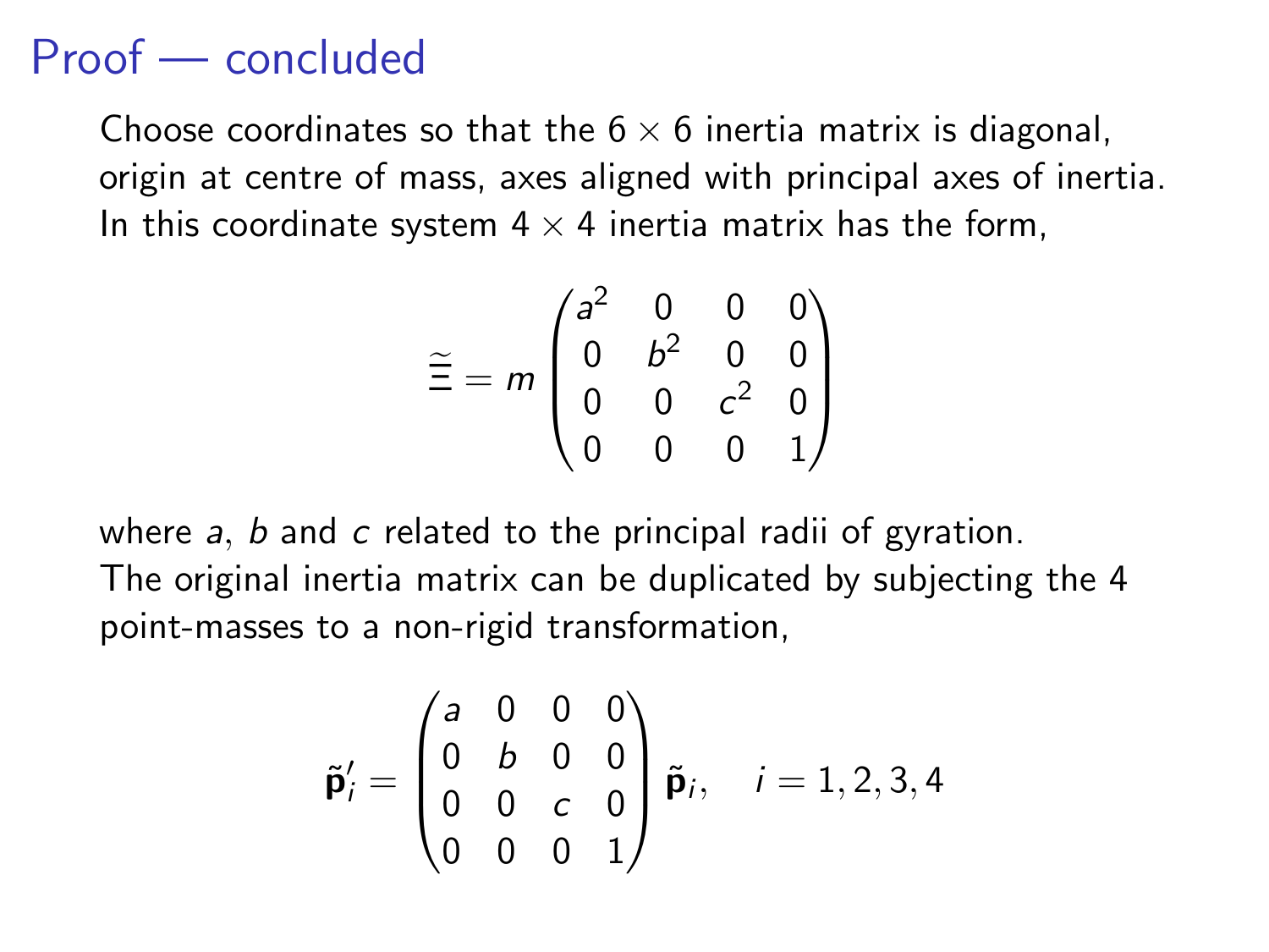# Proof — concluded

Choose coordinates so that the $6 \times 6$ inertia matrix is diagonal, origin at centre of mass, axes aligned with principal axes of inertia. In this coordinate system $4 \times 4$ inertia matrix has the form,

$$\widetilde{\Xi} = m \begin{pmatrix} a^2 & 0 & 0 & 0 \\ 0 & b^2 & 0 & 0 \\ 0 & 0 & c^2 & 0 \\ 0 & 0 & 0 & 1 \end{pmatrix}$$

where $a$, $b$ and $c$ related to the principal radii of gyration.
The original inertia matrix can be duplicated by subjecting the 4 point-masses to a non-rigid transformation,

$$\tilde{\mathbf{p}}'_i = \begin{pmatrix} a & 0 & 0 & 0 \\ 0 & b & 0 & 0 \\ 0 & 0 & c & 0 \\ 0 & 0 & 0 & 1 \end{pmatrix} \tilde{\mathbf{p}}_i, \quad i = 1, 2, 3, 4$$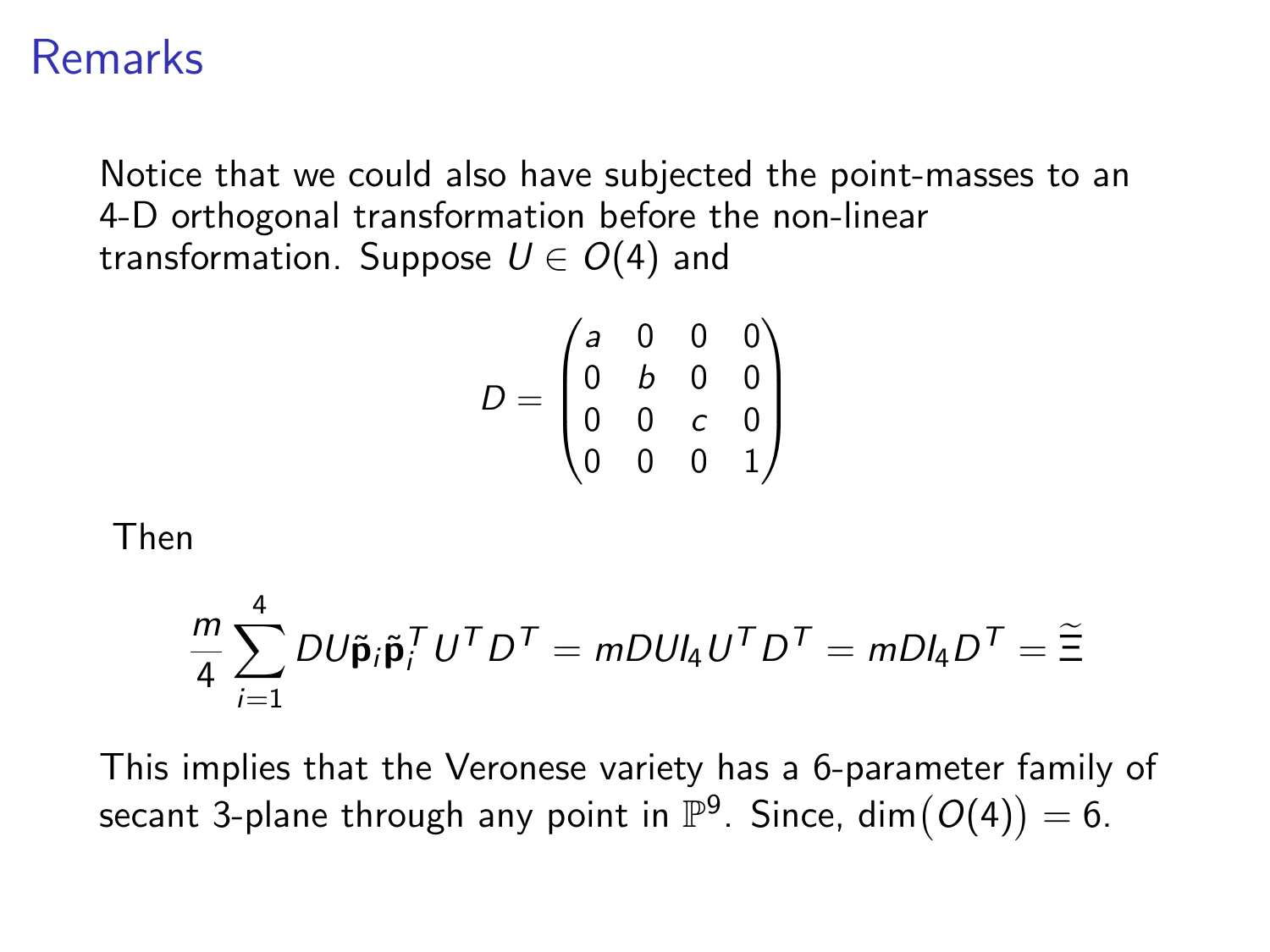# Remarks

Notice that we could also have subjected the point-masses to an 4-D orthogonal transformation before the non-linear transformation. Suppose $U \in O(4)$ and

$$D = \begin{pmatrix} a & 0 & 0 & 0 \\ 0 & b & 0 & 0 \\ 0 & 0 & c & 0 \\ 0 & 0 & 0 & 1 \end{pmatrix}$$

Then

$$\frac{m}{4} \sum_{i=1}^{4} DU \tilde{\mathbf{p}}_i \tilde{\mathbf{p}}_i^T U^T D^T = mDUI_4 U^T D^T = mDI_4 D^T = \widetilde{\Xi}$$

This implies that the Veronese variety has a 6-parameter family of secant 3-plane through any point in $\mathbb{P}^9$. Since, $\dim\big(O(4)\big) = 6$.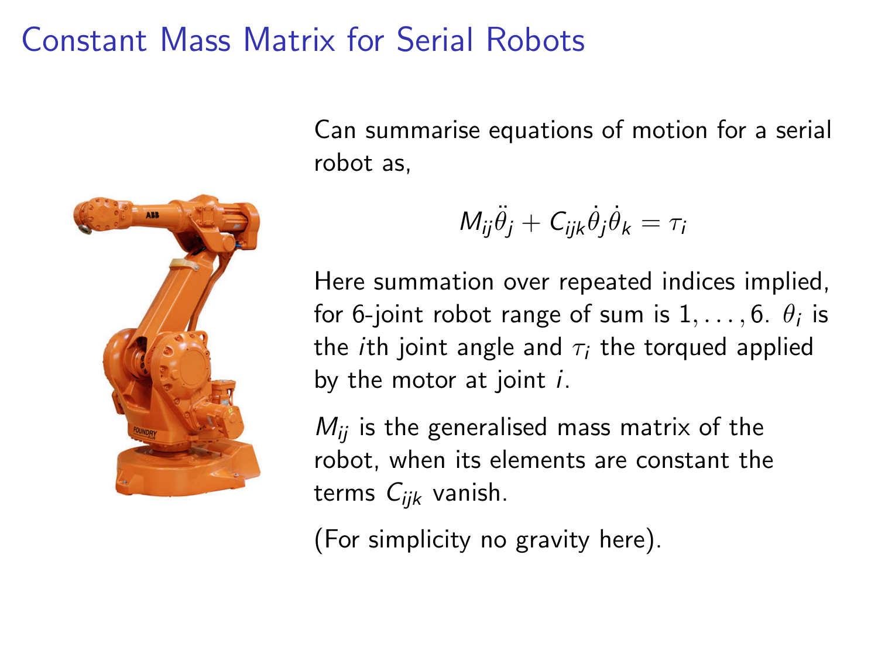# Constant Mass Matrix for Serial Robots

Can summarise equations of motion for a serial robot as,

$$M_{ij}\ddot{\theta}_j + C_{ijk}\dot{\theta}_j\dot{\theta}_k = \tau_i$$

Here summation over repeated indices implied, for 6-joint robot range of sum is $1, \ldots, 6$. $\theta_i$ is the $i$th joint angle and $\tau_i$ the torqued applied by the motor at joint $i$.

$M_{ij}$ is the generalised mass matrix of the robot, when its elements are constant the terms $C_{ijk}$ vanish.

(For simplicity no gravity here).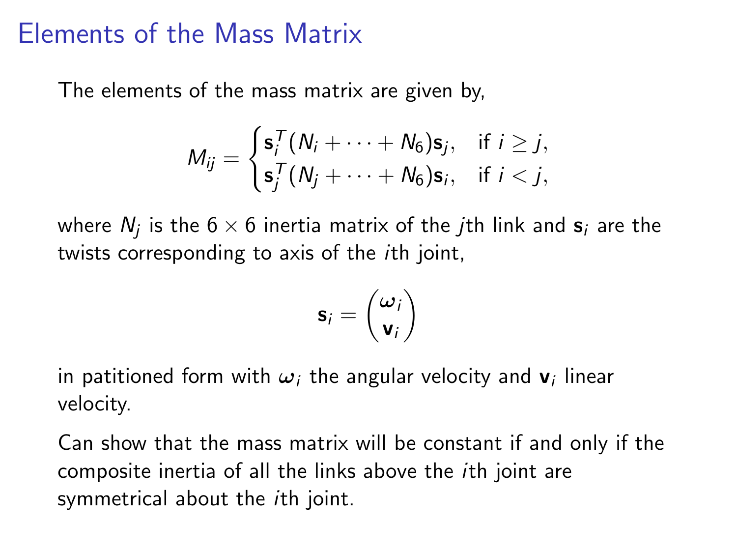# Elements of the Mass Matrix

The elements of the mass matrix are given by,

$$M_{ij} = \begin{cases} \mathbf{s}_i^T (N_i + \cdots + N_6)\mathbf{s}_j, & \text{if } i \geq j, \\ \mathbf{s}_j^T (N_j + \cdots + N_6)\mathbf{s}_i, & \text{if } i < j, \end{cases}$$

where $N_j$ is the $6 \times 6$ inertia matrix of the $j$th link and $\mathbf{s}_i$ are the twists corresponding to axis of the $i$th joint,

$$\mathbf{s}_i = \begin{pmatrix} \boldsymbol{\omega}_i \\ \mathbf{v}_i \end{pmatrix}$$

in patitioned form with $\boldsymbol{\omega}_i$ the angular velocity and $\mathbf{v}_i$ linear velocity.

Can show that the mass matrix will be constant if and only if the composite inertia of all the links above the $i$th joint are symmetrical about the $i$th joint.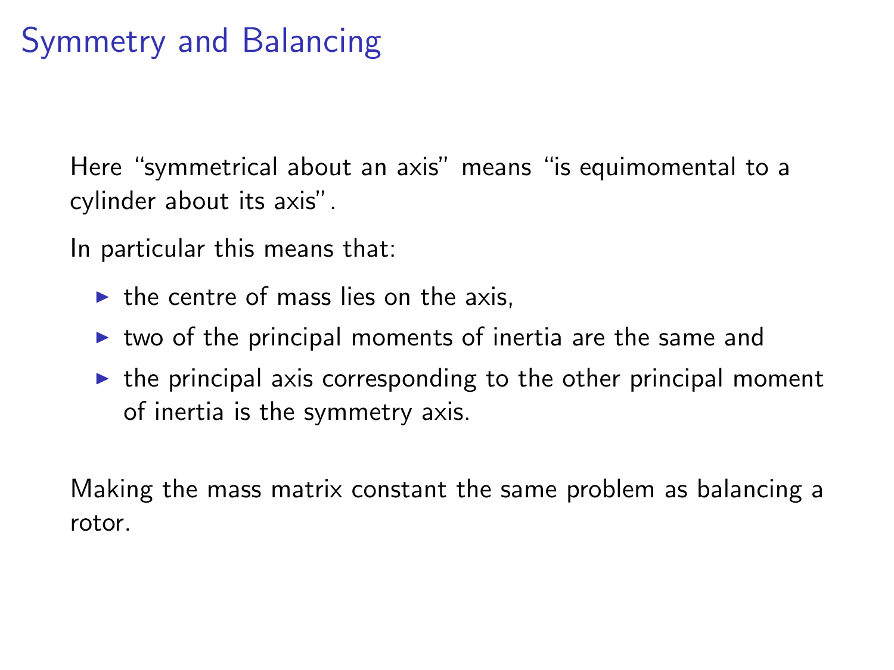# Symmetry and Balancing

Here "symmetrical about an axis" means "is equimomental to a cylinder about its axis".

In particular this means that:

- the centre of mass lies on the axis,
- two of the principal moments of inertia are the same and
- the principal axis corresponding to the other principal moment of inertia is the symmetry axis.

Making the mass matrix constant the same problem as balancing a rotor.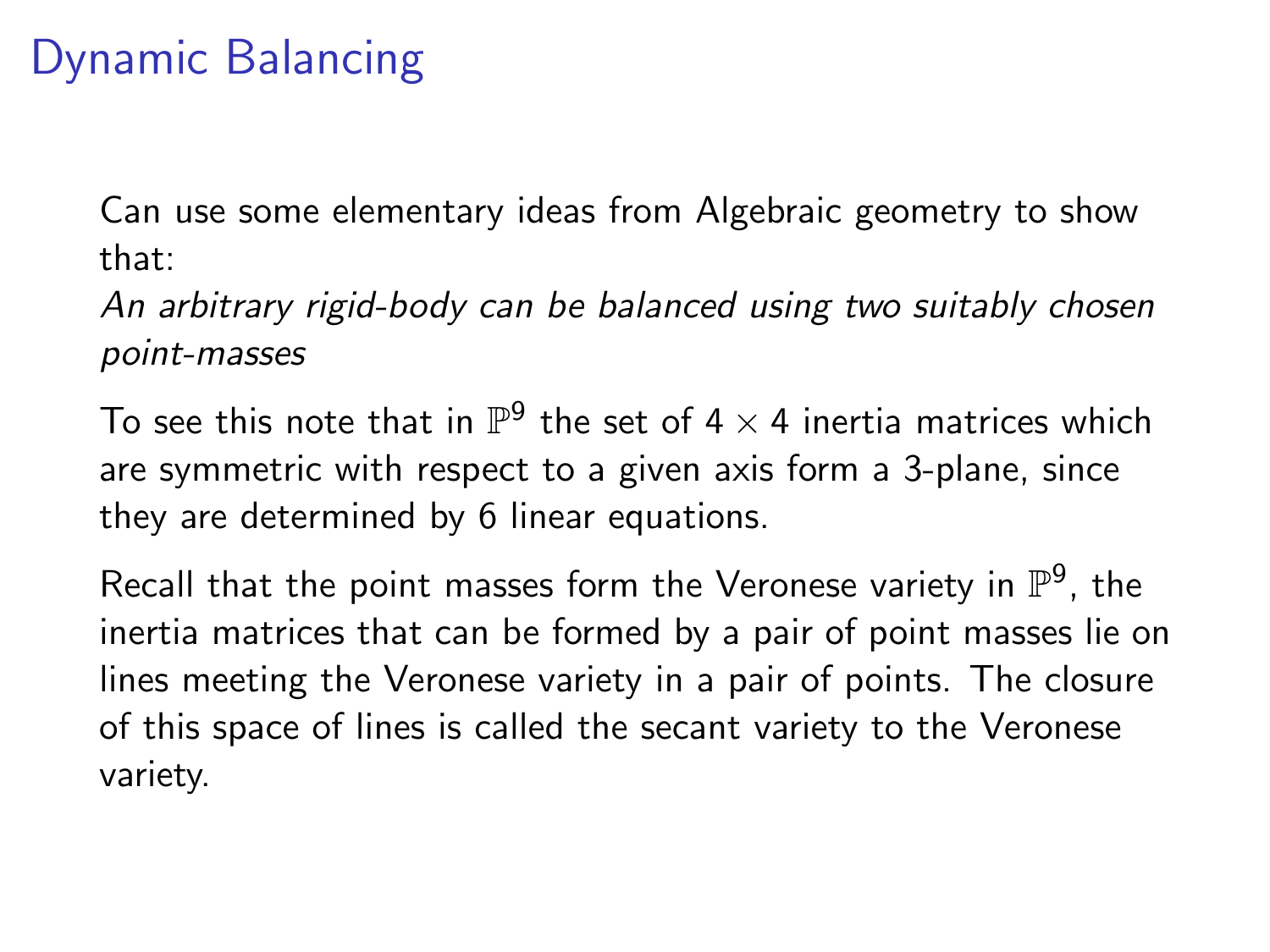# Dynamic Balancing

Can use some elementary ideas from Algebraic geometry to show that:
*An arbitrary rigid-body can be balanced using two suitably chosen point-masses*

To see this note that in $\mathbb{P}^9$ the set of $4 \times 4$ inertia matrices which are symmetric with respect to a given axis form a 3-plane, since they are determined by 6 linear equations.

Recall that the point masses form the Veronese variety in $\mathbb{P}^9$, the inertia matrices that can be formed by a pair of point masses lie on lines meeting the Veronese variety in a pair of points. The closure of this space of lines is called the secant variety to the Veronese variety.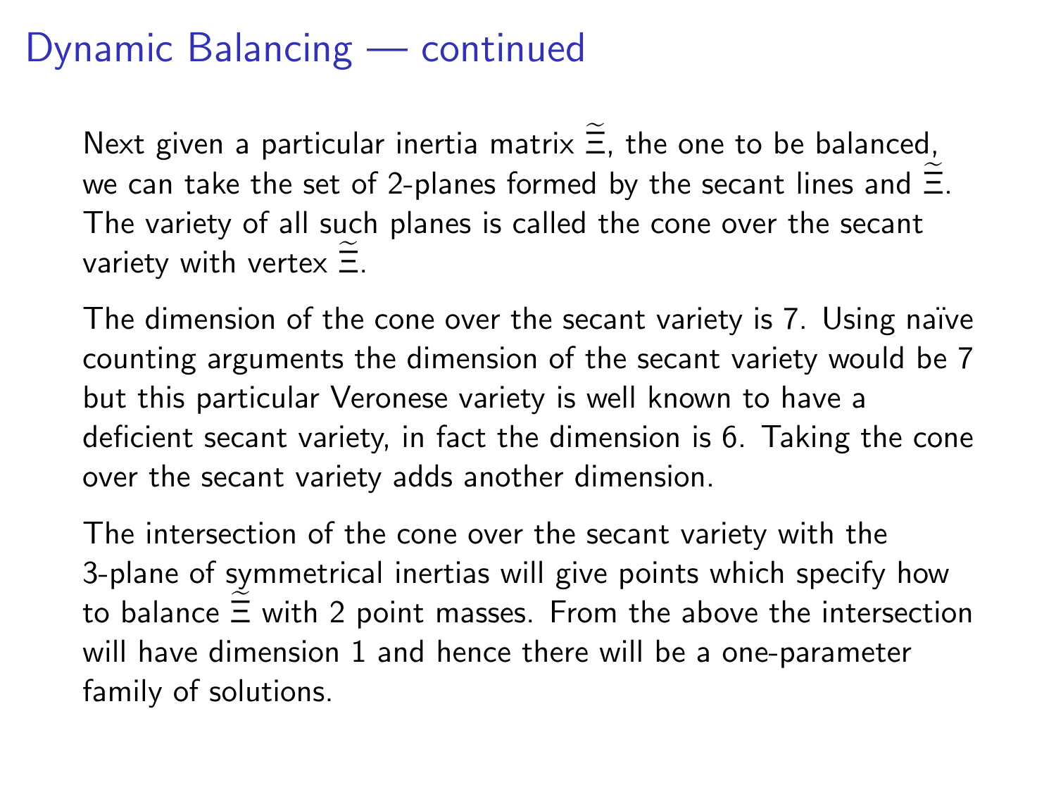# Dynamic Balancing — continued

Next given a particular inertia matrix $\widetilde{\widetilde{\Xi}}$, the one to be balanced, we can take the set of 2-planes formed by the secant lines and $\widetilde{\widetilde{\Xi}}$. The variety of all such planes is called the cone over the secant variety with vertex $\widetilde{\widetilde{\Xi}}$.

The dimension of the cone over the secant variety is 7. Using naïve counting arguments the dimension of the secant variety would be 7 but this particular Veronese variety is well known to have a deficient secant variety, in fact the dimension is 6. Taking the cone over the secant variety adds another dimension.

The intersection of the cone over the secant variety with the 3-plane of symmetrical inertias will give points which specify how to balance $\widetilde{\widetilde{\Xi}}$ with 2 point masses. From the above the intersection will have dimension 1 and hence there will be a one-parameter family of solutions.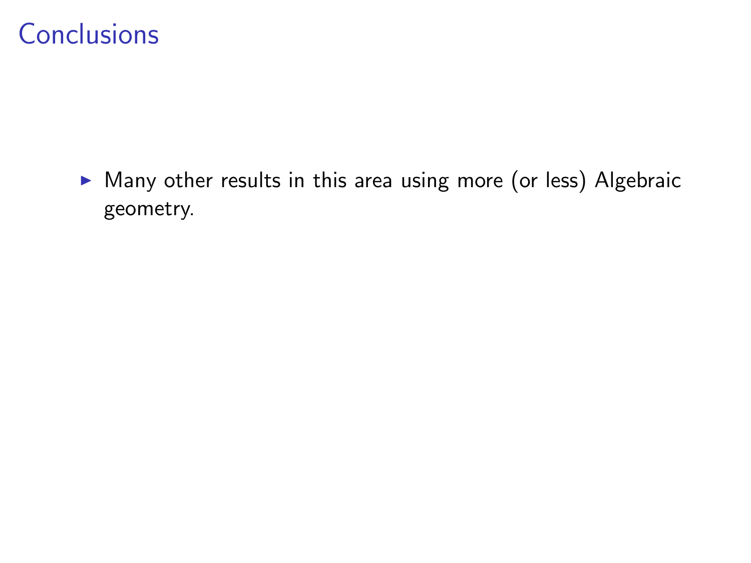# Conclusions

- Many other results in this area using more (or less) Algebraic geometry.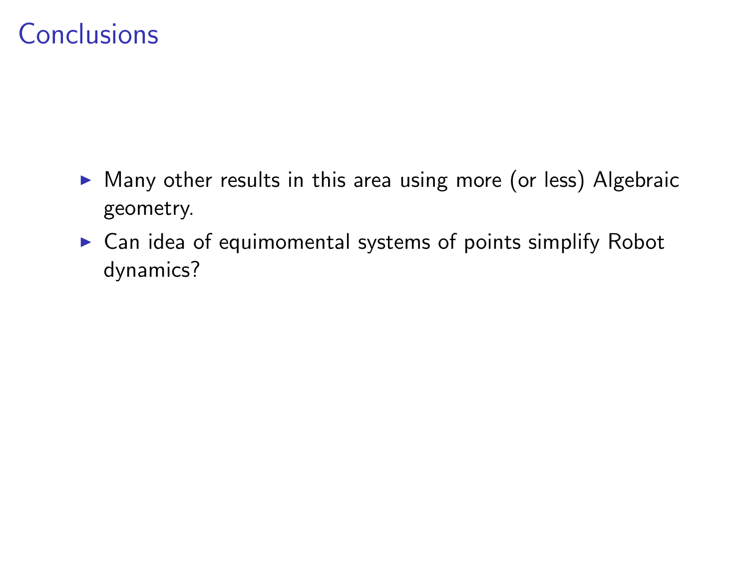# Conclusions

- Many other results in this area using more (or less) Algebraic geometry.
- Can idea of equimomental systems of points simplify Robot dynamics?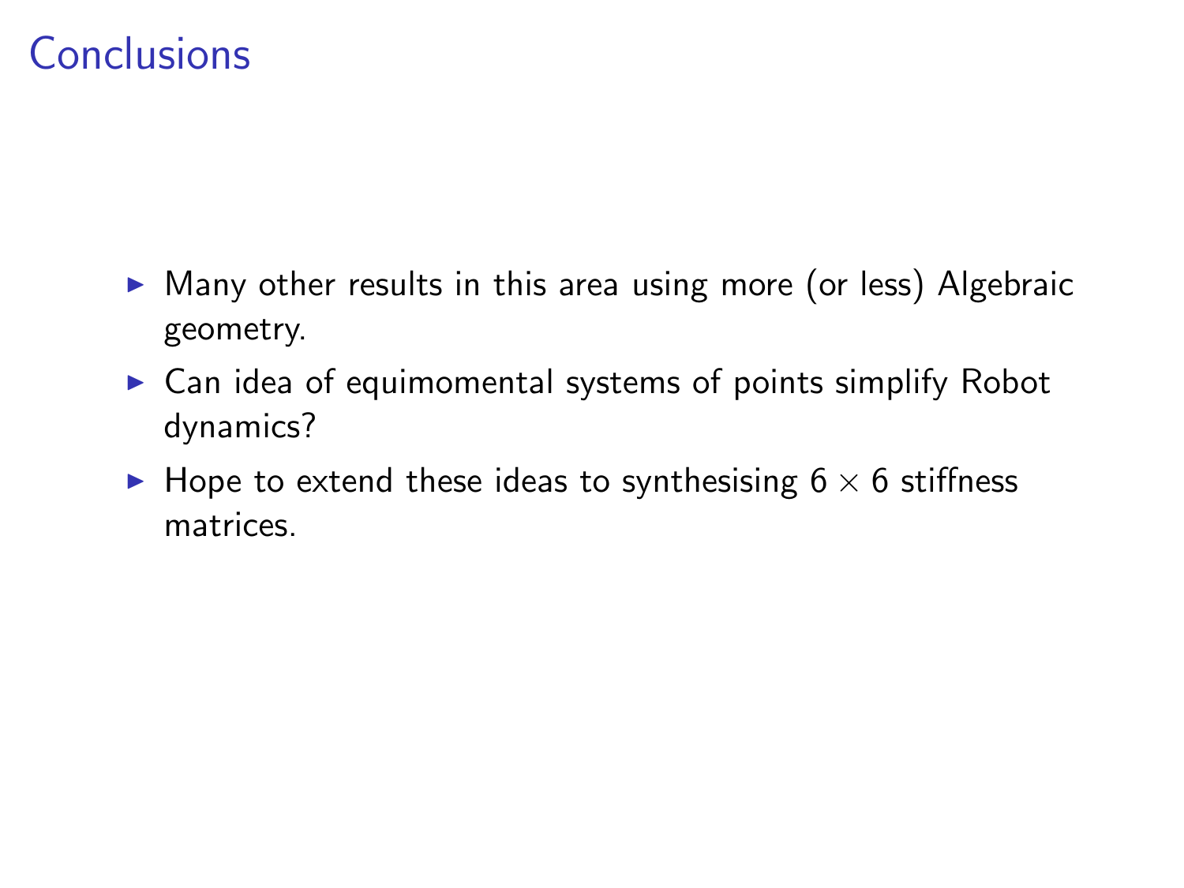# Conclusions

- Many other results in this area using more (or less) Algebraic geometry.
- Can idea of equimomental systems of points simplify Robot dynamics?
- Hope to extend these ideas to synthesising $6 \times 6$ stiffness matrices.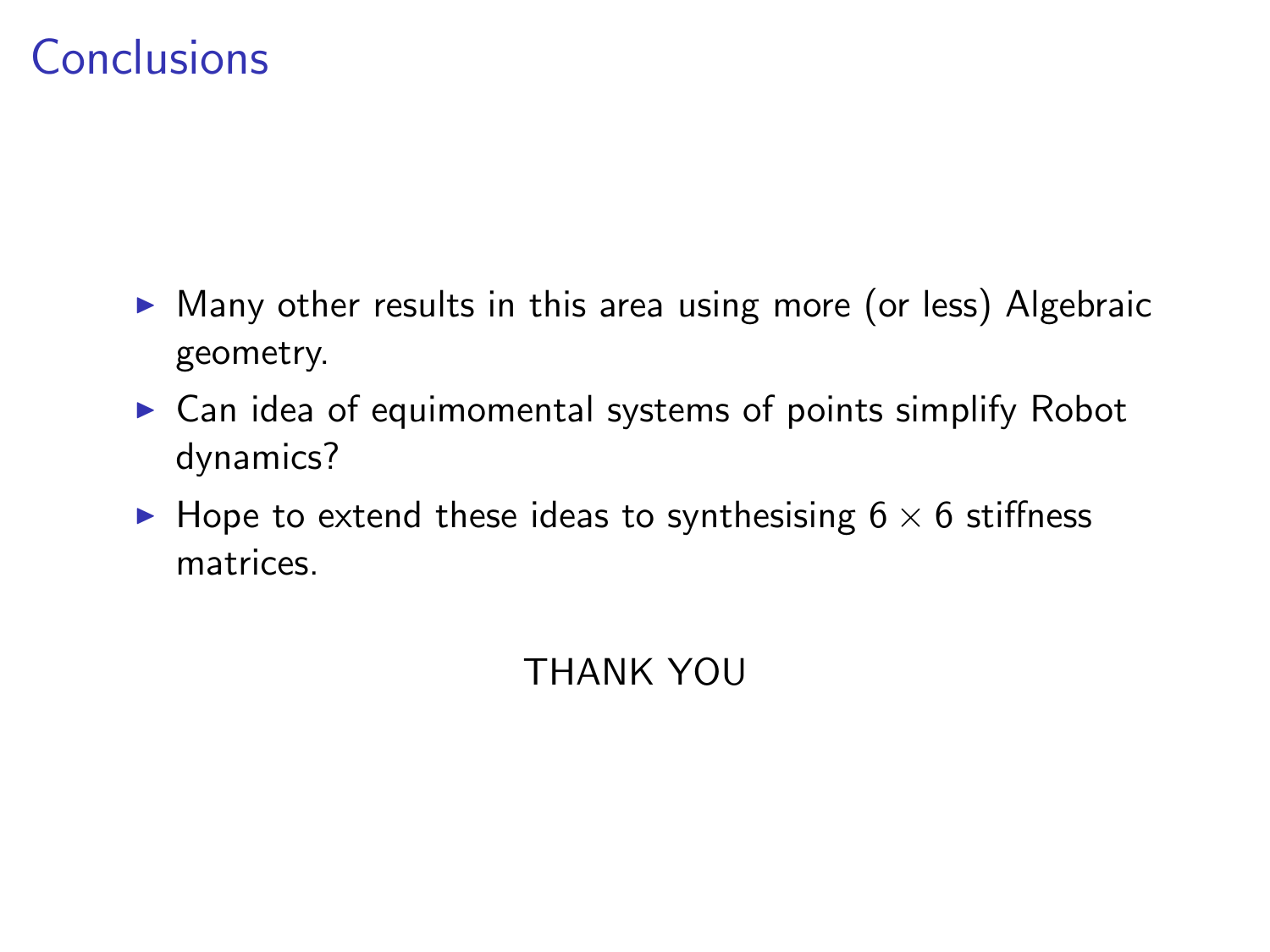# Conclusions

- Many other results in this area using more (or less) Algebraic geometry.
- Can idea of equimomental systems of points simplify Robot dynamics?
- Hope to extend these ideas to synthesising $6 \times 6$ stiffness matrices.

THANK YOU